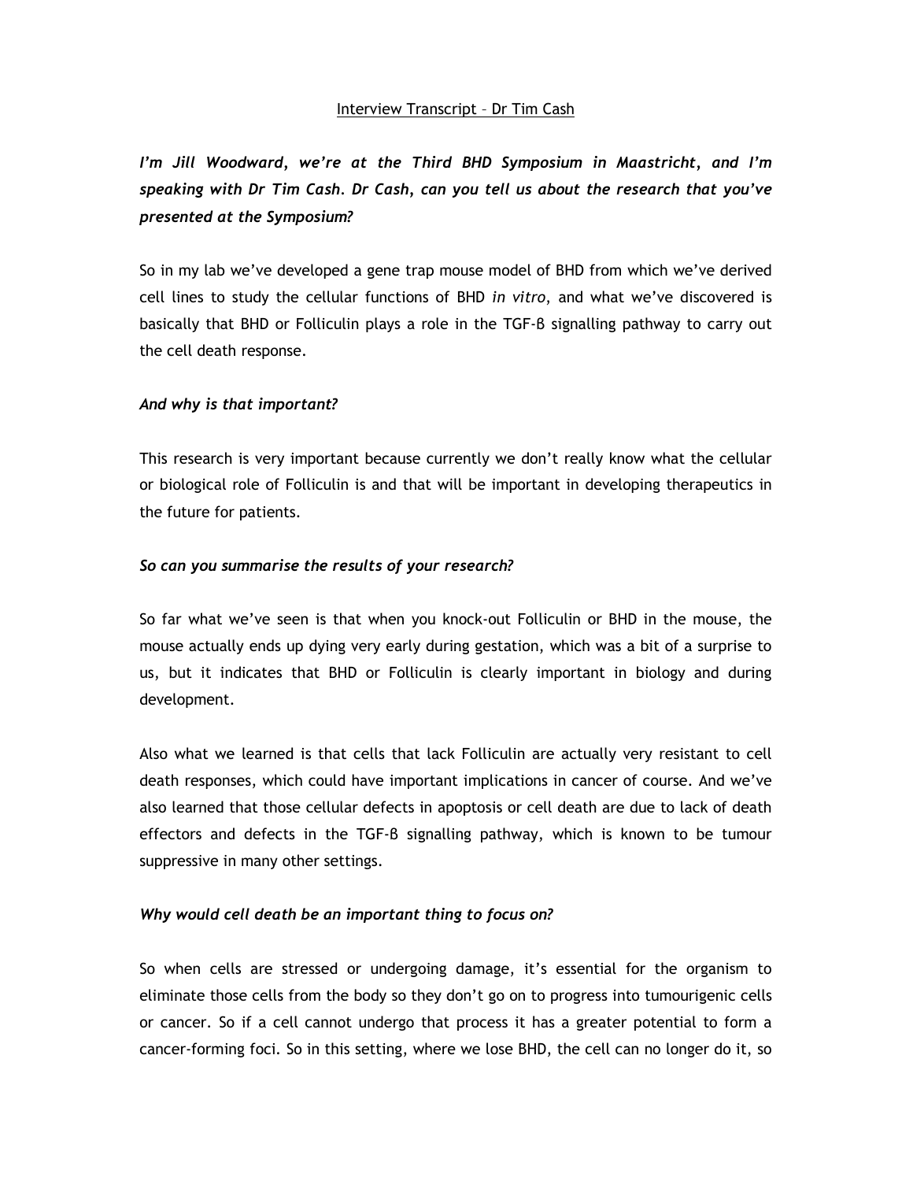Interview Transcript – Dr Tim Cash

***I'm Jill Woodward, we're at the Third BHD Symposium in Maastricht, and I'm speaking with Dr Tim Cash. Dr Cash, can you tell us about the research that you've presented at the Symposium?***

So in my lab we've developed a gene trap mouse model of BHD from which we've derived cell lines to study the cellular functions of BHD *in vitro*, and what we've discovered is basically that BHD or Folliculin plays a role in the TGF-β signalling pathway to carry out the cell death response.

***And why is that important?***

This research is very important because currently we don't really know what the cellular or biological role of Folliculin is and that will be important in developing therapeutics in the future for patients.

***So can you summarise the results of your research?***

So far what we've seen is that when you knock-out Folliculin or BHD in the mouse, the mouse actually ends up dying very early during gestation, which was a bit of a surprise to us, but it indicates that BHD or Folliculin is clearly important in biology and during development.

Also what we learned is that cells that lack Folliculin are actually very resistant to cell death responses, which could have important implications in cancer of course. And we've also learned that those cellular defects in apoptosis or cell death are due to lack of death effectors and defects in the TGF-β signalling pathway, which is known to be tumour suppressive in many other settings.

***Why would cell death be an important thing to focus on?***

So when cells are stressed or undergoing damage, it's essential for the organism to eliminate those cells from the body so they don't go on to progress into tumourigenic cells or cancer. So if a cell cannot undergo that process it has a greater potential to form a cancer-forming foci. So in this setting, where we lose BHD, the cell can no longer do it, so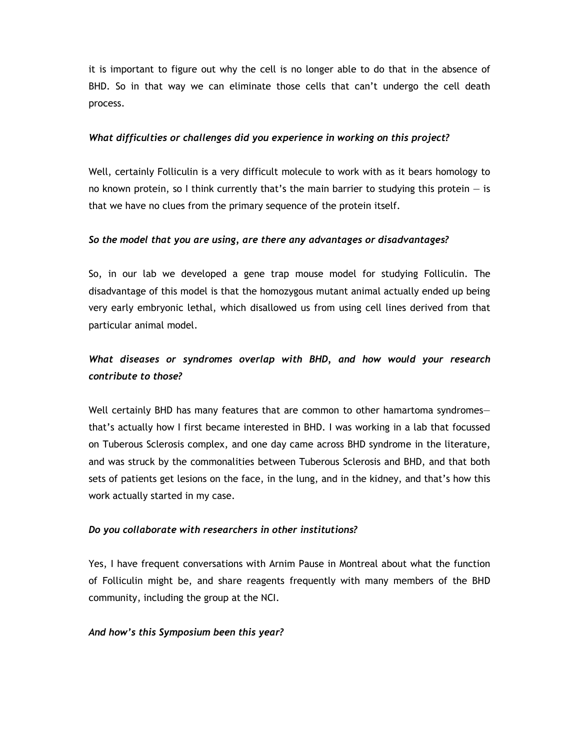it is important to figure out why the cell is no longer able to do that in the absence of BHD. So in that way we can eliminate those cells that can't undergo the cell death process.

*What difficulties or challenges did you experience in working on this project?*

Well, certainly Folliculin is a very difficult molecule to work with as it bears homology to no known protein, so I think currently that's the main barrier to studying this protein — is that we have no clues from the primary sequence of the protein itself.

*So the model that you are using, are there any advantages or disadvantages?*

So, in our lab we developed a gene trap mouse model for studying Folliculin. The disadvantage of this model is that the homozygous mutant animal actually ended up being very early embryonic lethal, which disallowed us from using cell lines derived from that particular animal model.

*What diseases or syndromes overlap with BHD, and how would your research contribute to those?*

Well certainly BHD has many features that are common to other hamartoma syndromes— that's actually how I first became interested in BHD. I was working in a lab that focussed on Tuberous Sclerosis complex, and one day came across BHD syndrome in the literature, and was struck by the commonalities between Tuberous Sclerosis and BHD, and that both sets of patients get lesions on the face, in the lung, and in the kidney, and that's how this work actually started in my case.

*Do you collaborate with researchers in other institutions?*

Yes, I have frequent conversations with Arnim Pause in Montreal about what the function of Folliculin might be, and share reagents frequently with many members of the BHD community, including the group at the NCI.

*And how's this Symposium been this year?*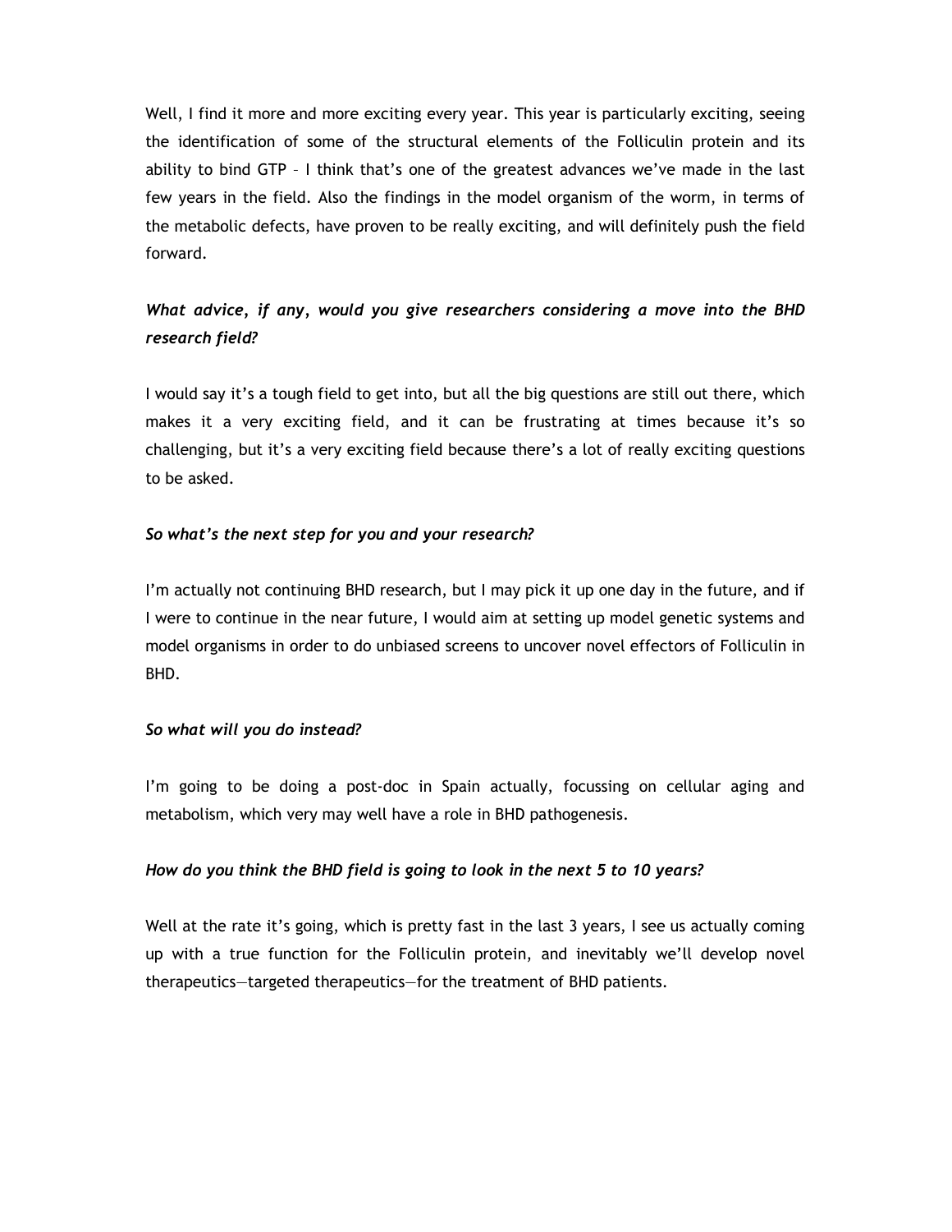Well, I find it more and more exciting every year. This year is particularly exciting, seeing the identification of some of the structural elements of the Folliculin protein and its ability to bind GTP – I think that's one of the greatest advances we've made in the last few years in the field. Also the findings in the model organism of the worm, in terms of the metabolic defects, have proven to be really exciting, and will definitely push the field forward.

***What advice, if any, would you give researchers considering a move into the BHD research field?***

I would say it's a tough field to get into, but all the big questions are still out there, which makes it a very exciting field, and it can be frustrating at times because it's so challenging, but it's a very exciting field because there's a lot of really exciting questions to be asked.

***So what's the next step for you and your research?***

I'm actually not continuing BHD research, but I may pick it up one day in the future, and if I were to continue in the near future, I would aim at setting up model genetic systems and model organisms in order to do unbiased screens to uncover novel effectors of Folliculin in BHD.

***So what will you do instead?***

I'm going to be doing a post-doc in Spain actually, focussing on cellular aging and metabolism, which very may well have a role in BHD pathogenesis.

***How do you think the BHD field is going to look in the next 5 to 10 years?***

Well at the rate it's going, which is pretty fast in the last 3 years, I see us actually coming up with a true function for the Folliculin protein, and inevitably we'll develop novel therapeutics—targeted therapeutics—for the treatment of BHD patients.